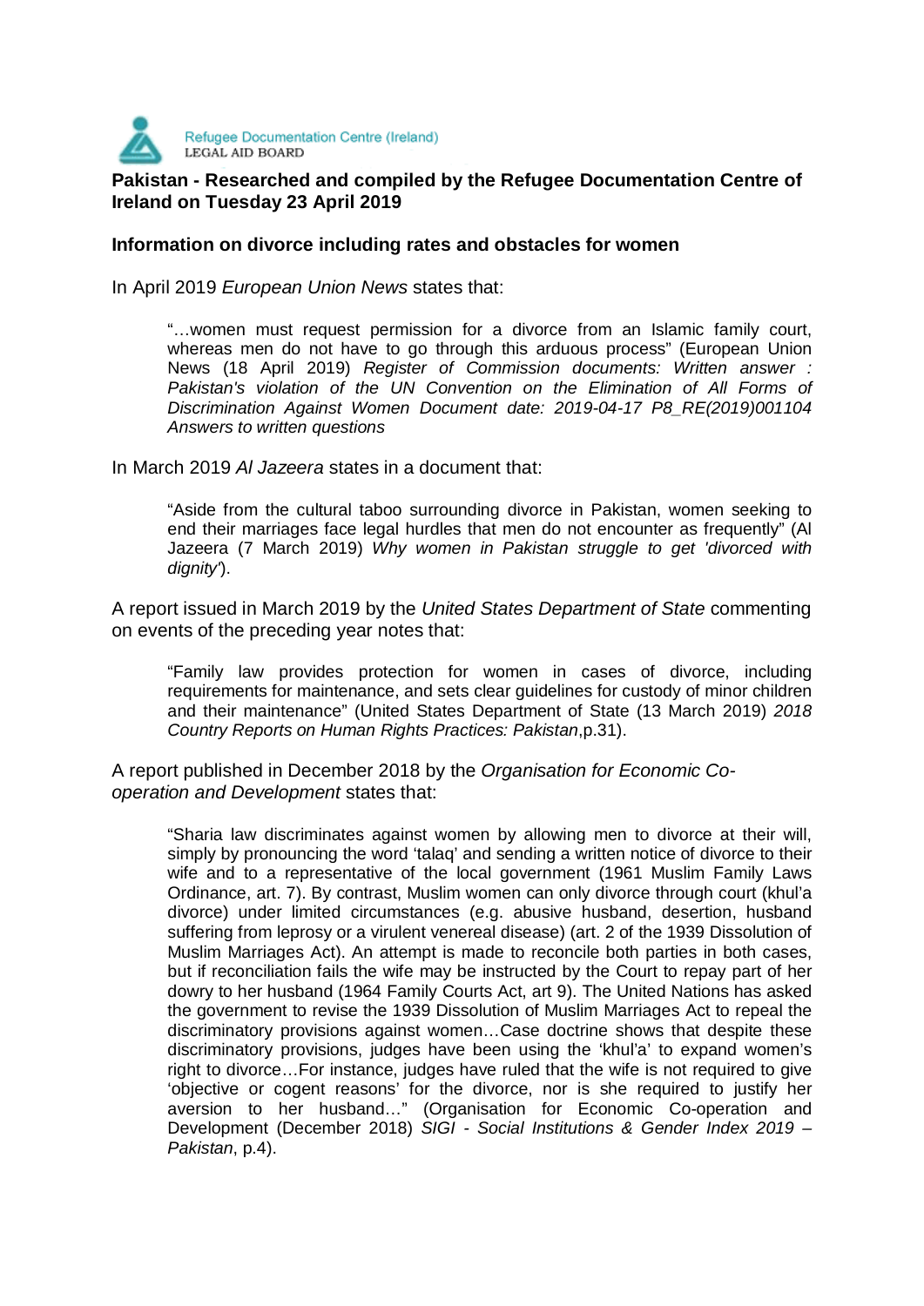Refugee Documentation Centre (Ireland)
LEGAL AID BOARD

**Pakistan - Researched and compiled by the Refugee Documentation Centre of Ireland on Tuesday 23 April 2019**

**Information on divorce including rates and obstacles for women**

In April 2019 *European Union News* states that:

> "…women must request permission for a divorce from an Islamic family court, whereas men do not have to go through this arduous process" (European Union News (18 April 2019) *Register of Commission documents: Written answer : Pakistan's violation of the UN Convention on the Elimination of All Forms of Discrimination Against Women Document date: 2019-04-17 P8_RE(2019)001104 Answers to written questions*

In March 2019 *Al Jazeera* states in a document that:

> "Aside from the cultural taboo surrounding divorce in Pakistan, women seeking to end their marriages face legal hurdles that men do not encounter as frequently" (Al Jazeera (7 March 2019) *Why women in Pakistan struggle to get 'divorced with dignity'*).

A report issued in March 2019 by the *United States Department of State* commenting on events of the preceding year notes that:

> "Family law provides protection for women in cases of divorce, including requirements for maintenance, and sets clear guidelines for custody of minor children and their maintenance" (United States Department of State (13 March 2019) *2018 Country Reports on Human Rights Practices: Pakistan*,p.31).

A report published in December 2018 by the *Organisation for Economic Co-operation and Development* states that:

> "Sharia law discriminates against women by allowing men to divorce at their will, simply by pronouncing the word 'talaq' and sending a written notice of divorce to their wife and to a representative of the local government (1961 Muslim Family Laws Ordinance, art. 7). By contrast, Muslim women can only divorce through court (khul'a divorce) under limited circumstances (e.g. abusive husband, desertion, husband suffering from leprosy or a virulent venereal disease) (art. 2 of the 1939 Dissolution of Muslim Marriages Act). An attempt is made to reconcile both parties in both cases, but if reconciliation fails the wife may be instructed by the Court to repay part of her dowry to her husband (1964 Family Courts Act, art 9). The United Nations has asked the government to revise the 1939 Dissolution of Muslim Marriages Act to repeal the discriminatory provisions against women…Case doctrine shows that despite these discriminatory provisions, judges have been using the 'khul'a' to expand women's right to divorce…For instance, judges have ruled that the wife is not required to give 'objective or cogent reasons' for the divorce, nor is she required to justify her aversion to her husband…" (Organisation for Economic Co-operation and Development (December 2018) *SIGI - Social Institutions & Gender Index 2019 – Pakistan*, p.4).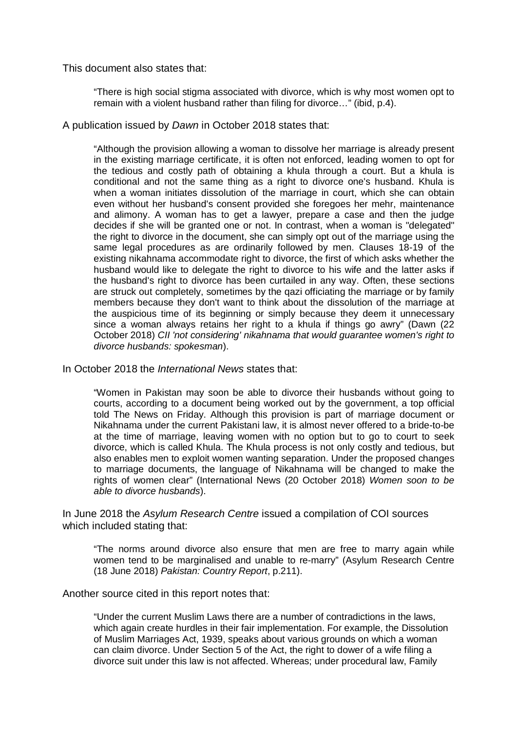This document also states that:

> "There is high social stigma associated with divorce, which is why most women opt to remain with a violent husband rather than filing for divorce…" (ibid, p.4).

A publication issued by *Dawn* in October 2018 states that:

> "Although the provision allowing a woman to dissolve her marriage is already present in the existing marriage certificate, it is often not enforced, leading women to opt for the tedious and costly path of obtaining a khula through a court. But a khula is conditional and not the same thing as a right to divorce one's husband. Khula is when a woman initiates dissolution of the marriage in court, which she can obtain even without her husband's consent provided she foregoes her mehr, maintenance and alimony. A woman has to get a lawyer, prepare a case and then the judge decides if she will be granted one or not. In contrast, when a woman is "delegated" the right to divorce in the document, she can simply opt out of the marriage using the same legal procedures as are ordinarily followed by men. Clauses 18-19 of the existing nikahnama accommodate right to divorce, the first of which asks whether the husband would like to delegate the right to divorce to his wife and the latter asks if the husband's right to divorce has been curtailed in any way. Often, these sections are struck out completely, sometimes by the qazi officiating the marriage or by family members because they don't want to think about the dissolution of the marriage at the auspicious time of its beginning or simply because they deem it unnecessary since a woman always retains her right to a khula if things go awry" (Dawn (22 October 2018) *CII 'not considering' nikahnama that would guarantee women's right to divorce husbands: spokesman*).

In October 2018 the *International News* states that:

> "Women in Pakistan may soon be able to divorce their husbands without going to courts, according to a document being worked out by the government, a top official told The News on Friday. Although this provision is part of marriage document or Nikahnama under the current Pakistani law, it is almost never offered to a bride-to-be at the time of marriage, leaving women with no option but to go to court to seek divorce, which is called Khula. The Khula process is not only costly and tedious, but also enables men to exploit women wanting separation. Under the proposed changes to marriage documents, the language of Nikahnama will be changed to make the rights of women clear" (International News (20 October 2018) *Women soon to be able to divorce husbands*).

In June 2018 the *Asylum Research Centre* issued a compilation of COI sources which included stating that:

> "The norms around divorce also ensure that men are free to marry again while women tend to be marginalised and unable to re-marry" (Asylum Research Centre (18 June 2018) *Pakistan: Country Report*, p.211).

Another source cited in this report notes that:

> "Under the current Muslim Laws there are a number of contradictions in the laws, which again create hurdles in their fair implementation. For example, the Dissolution of Muslim Marriages Act, 1939, speaks about various grounds on which a woman can claim divorce. Under Section 5 of the Act, the right to dower of a wife filing a divorce suit under this law is not affected. Whereas; under procedural law, Family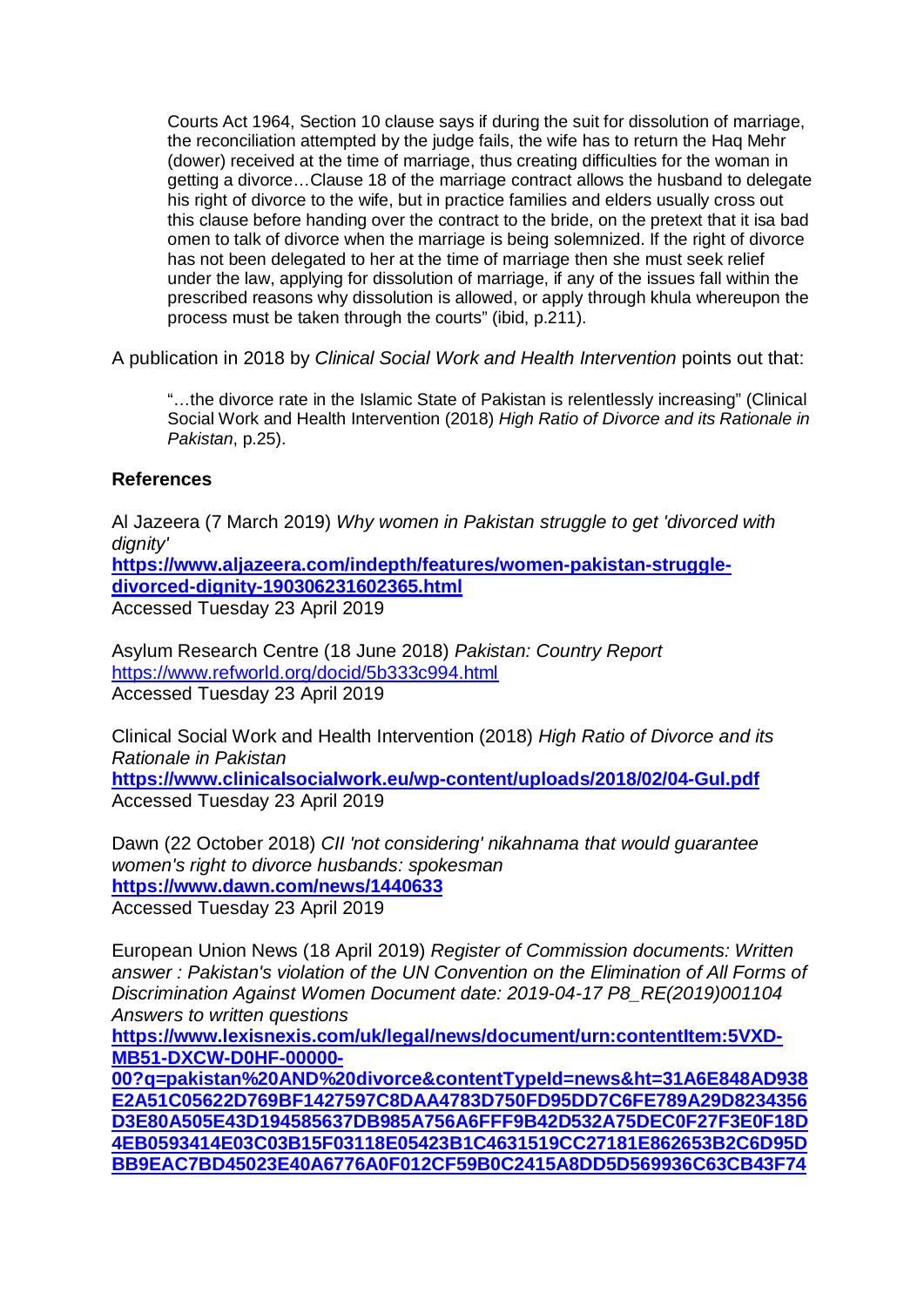> Courts Act 1964, Section 10 clause says if during the suit for dissolution of marriage, the reconciliation attempted by the judge fails, the wife has to return the Haq Mehr (dower) received at the time of marriage, thus creating difficulties for the woman in getting a divorce…Clause 18 of the marriage contract allows the husband to delegate his right of divorce to the wife, but in practice families and elders usually cross out this clause before handing over the contract to the bride, on the pretext that it isa bad omen to talk of divorce when the marriage is being solemnized. If the right of divorce has not been delegated to her at the time of marriage then she must seek relief under the law, applying for dissolution of marriage, if any of the issues fall within the prescribed reasons why dissolution is allowed, or apply through khula whereupon the process must be taken through the courts" (ibid, p.211).

A publication in 2018 by *Clinical Social Work and Health Intervention* points out that:

> "…the divorce rate in the Islamic State of Pakistan is relentlessly increasing" (Clinical Social Work and Health Intervention (2018) *High Ratio of Divorce and its Rationale in Pakistan*, p.25).

**References**

Al Jazeera (7 March 2019) *Why women in Pakistan struggle to get 'divorced with dignity'*
**https://www.aljazeera.com/indepth/features/women-pakistan-struggle-divorced-dignity-190306231602365.html**
Accessed Tuesday 23 April 2019

Asylum Research Centre (18 June 2018) *Pakistan: Country Report*
https://www.refworld.org/docid/5b333c994.html
Accessed Tuesday 23 April 2019

Clinical Social Work and Health Intervention (2018) *High Ratio of Divorce and its Rationale in Pakistan*
**https://www.clinicalsocialwork.eu/wp-content/uploads/2018/02/04-Gul.pdf**
Accessed Tuesday 23 April 2019

Dawn (22 October 2018) *CII 'not considering' nikahnama that would guarantee women's right to divorce husbands: spokesman*
**https://www.dawn.com/news/1440633**
Accessed Tuesday 23 April 2019

European Union News (18 April 2019) *Register of Commission documents: Written answer : Pakistan's violation of the UN Convention on the Elimination of All Forms of Discrimination Against Women Document date: 2019-04-17 P8_RE(2019)001104 Answers to written questions*
**https://www.lexisnexis.com/uk/legal/news/document/urn:contentItem:5VXD-MB51-DXCW-D0HF-00000-00?q=pakistan%20AND%20divorce&contentTypeId=news&ht=31A6E848AD938E2A51C05622D769BF1427597C8DAA4783D750FD95DD7C6FE789A29D8234356D3E80A505E43D194585637DB985A756A6FFF9B42D532A75DEC0F27F3E0F18D4EB0593414E03C03B15F03118E05423B1C4631519CC27181E862653B2C6D95DBB9EAC7BD45023E40A6776A0F012CF59B0C2415A8DD5D569936C63CB43F74**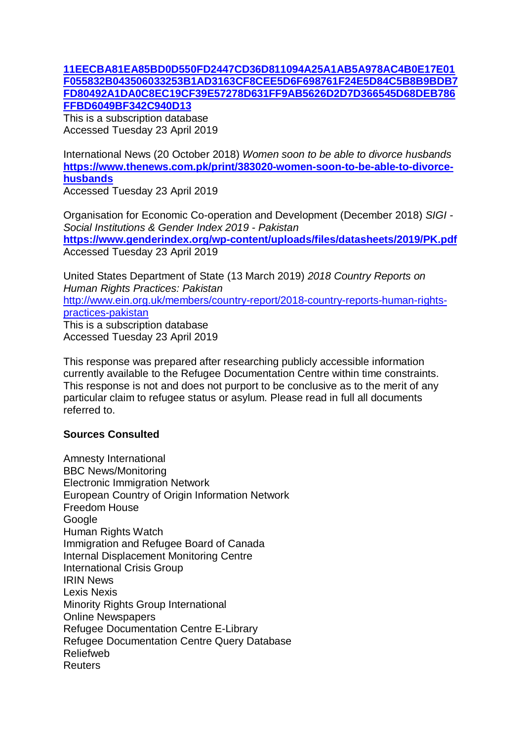[11EECBA81EA85BD0D550FD2447CD36D811094A25A1AB5A978AC4B0E17E01F055832B043506033253B1AD3163CF8CEE5D6F698761F24E5D84C5B8B9BDB7FD80492A1DA0C8EC19CF39E57278D631FF9AB5626D2D7D366545D68DEB786FFBD6049BF342C940D13]()

This is a subscription database
Accessed Tuesday 23 April 2019

International News (20 October 2018) *Women soon to be able to divorce husbands*
**https://www.thenews.com.pk/print/383020-women-soon-to-be-able-to-divorce-husbands**
Accessed Tuesday 23 April 2019

Organisation for Economic Co-operation and Development (December 2018) *SIGI - Social Institutions & Gender Index 2019 - Pakistan*
**https://www.genderindex.org/wp-content/uploads/files/datasheets/2019/PK.pdf**
Accessed Tuesday 23 April 2019

United States Department of State (13 March 2019) *2018 Country Reports on Human Rights Practices: Pakistan*
http://www.ein.org.uk/members/country-report/2018-country-reports-human-rights-practices-pakistan
This is a subscription database
Accessed Tuesday 23 April 2019

This response was prepared after researching publicly accessible information currently available to the Refugee Documentation Centre within time constraints. This response is not and does not purport to be conclusive as to the merit of any particular claim to refugee status or asylum. Please read in full all documents referred to.

**Sources Consulted**

Amnesty International
BBC News/Monitoring
Electronic Immigration Network
European Country of Origin Information Network
Freedom House
Google
Human Rights Watch
Immigration and Refugee Board of Canada
Internal Displacement Monitoring Centre
International Crisis Group
IRIN News
Lexis Nexis
Minority Rights Group International
Online Newspapers
Refugee Documentation Centre E-Library
Refugee Documentation Centre Query Database
Reliefweb
Reuters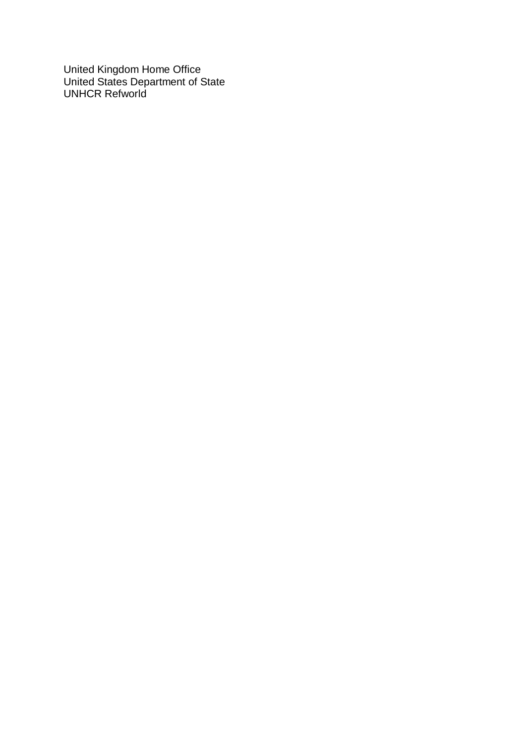United Kingdom Home Office
United States Department of State
UNHCR Refworld